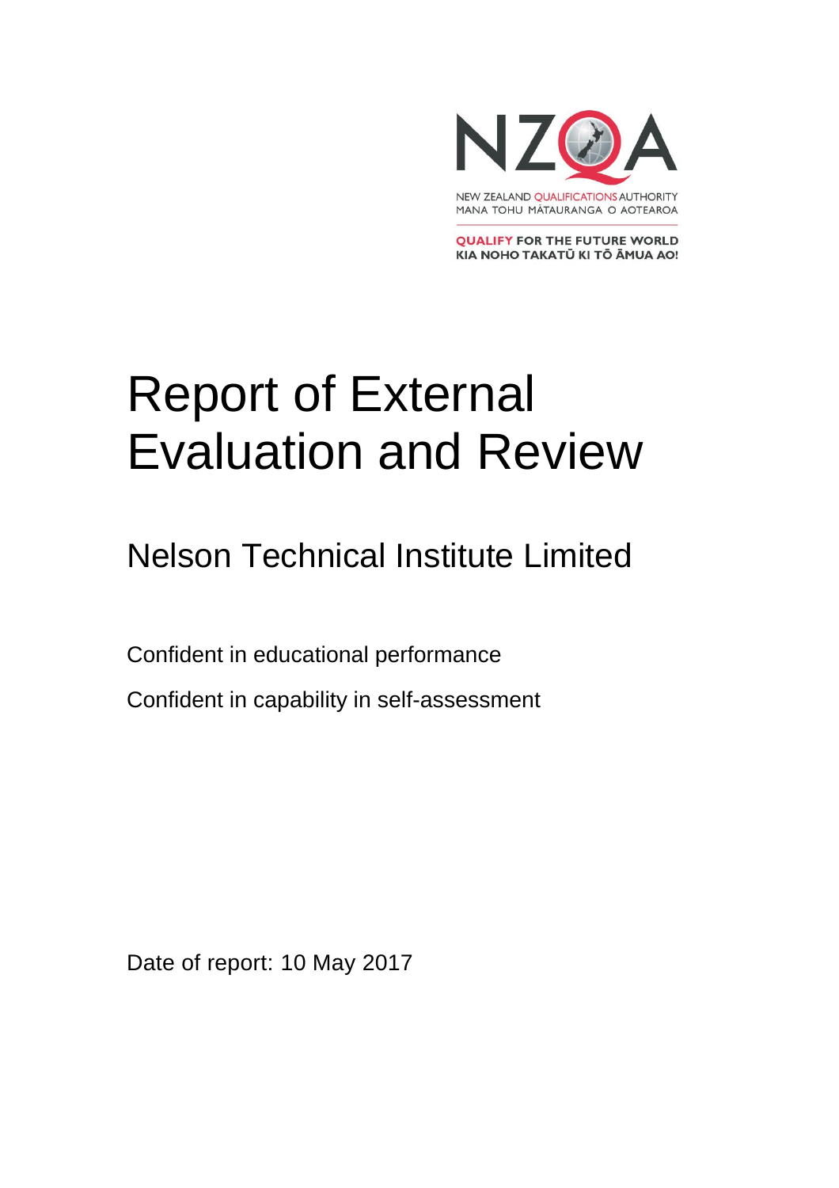NZQA

NEW ZEALAND QUALIFICATIONS AUTHORITY
MANA TOHU MĀTAURANGA O AOTEAROA

QUALIFY FOR THE FUTURE WORLD
KIA NOHO TAKATŪ KI TŌ ĀMUA AO!

# Report of External Evaluation and Review

## Nelson Technical Institute Limited

Confident in educational performance

Confident in capability in self-assessment

Date of report: 10 May 2017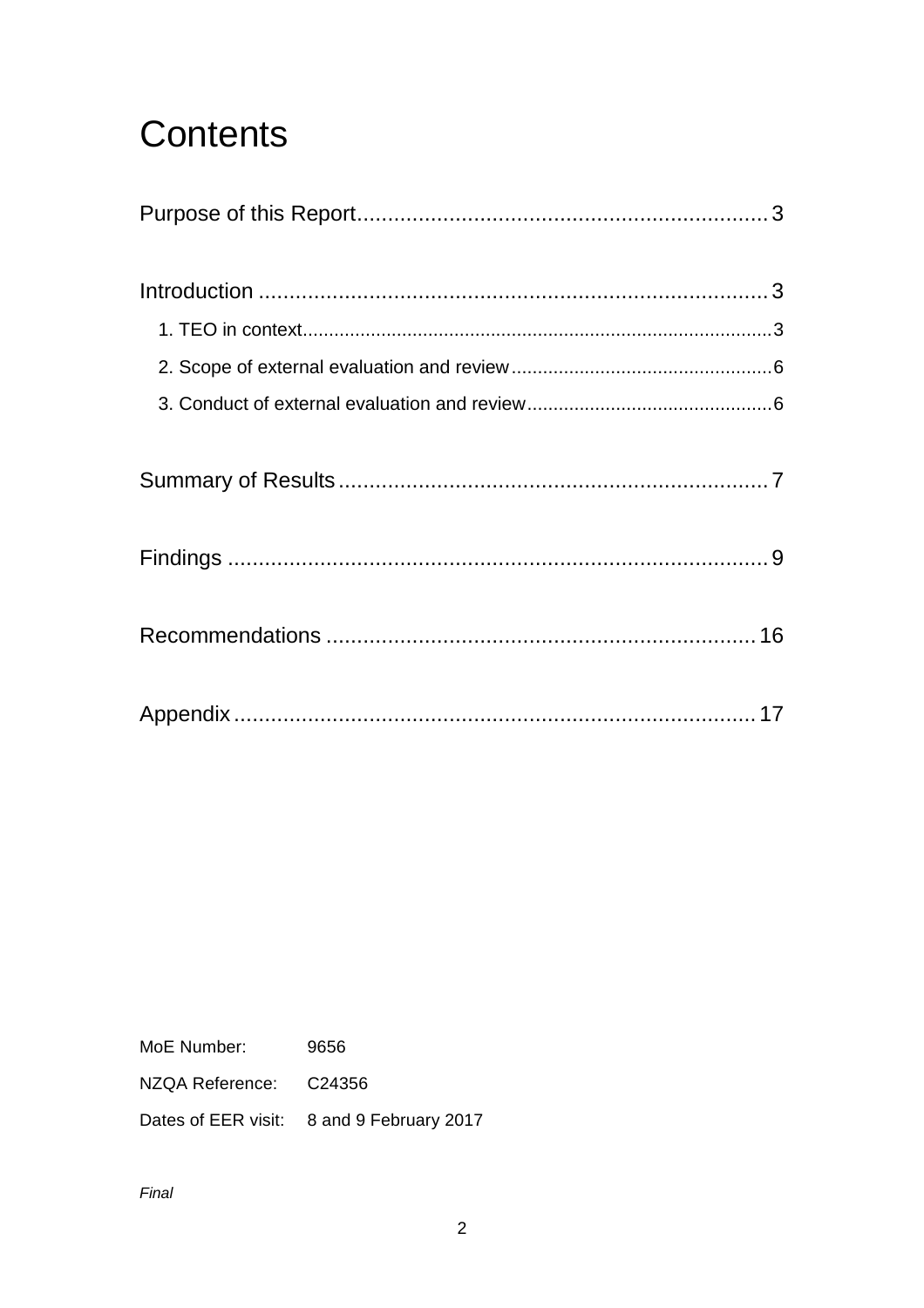# Contents

Purpose of this Report ..... 3

Introduction ..... 3

- 1. TEO in context ..... 3
- 2. Scope of external evaluation and review ..... 6
- 3. Conduct of external evaluation and review ..... 6

Summary of Results ..... 7

Findings ..... 9

Recommendations ..... 16

Appendix ..... 17

MoE Number: 9656

NZQA Reference: C24356

Dates of EER visit: 8 and 9 February 2017

*Final*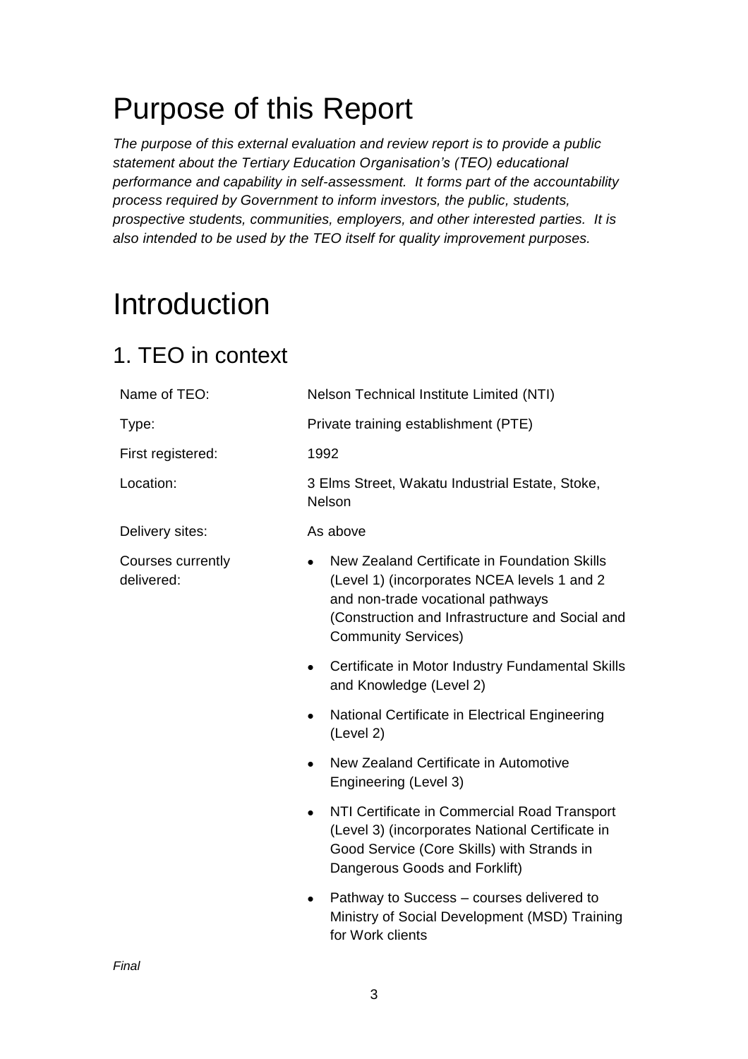# Purpose of this Report

*The purpose of this external evaluation and review report is to provide a public statement about the Tertiary Education Organisation's (TEO) educational performance and capability in self-assessment. It forms part of the accountability process required by Government to inform investors, the public, students, prospective students, communities, employers, and other interested parties. It is also intended to be used by the TEO itself for quality improvement purposes.*

# Introduction

## 1. TEO in context

| | |
|---|---|
| Name of TEO: | Nelson Technical Institute Limited (NTI) |
| Type: | Private training establishment (PTE) |
| First registered: | 1992 |
| Location: | 3 Elms Street, Wakatu Industrial Estate, Stoke, Nelson |
| Delivery sites: | As above |
| Courses currently delivered: | • New Zealand Certificate in Foundation Skills (Level 1) (incorporates NCEA levels 1 and 2 and non-trade vocational pathways (Construction and Infrastructure and Social and Community Services)<br>• Certificate in Motor Industry Fundamental Skills and Knowledge (Level 2)<br>• National Certificate in Electrical Engineering (Level 2)<br>• New Zealand Certificate in Automotive Engineering (Level 3)<br>• NTI Certificate in Commercial Road Transport (Level 3) (incorporates National Certificate in Good Service (Core Skills) with Strands in Dangerous Goods and Forklift)<br>• Pathway to Success – courses delivered to Ministry of Social Development (MSD) Training for Work clients |

*Final*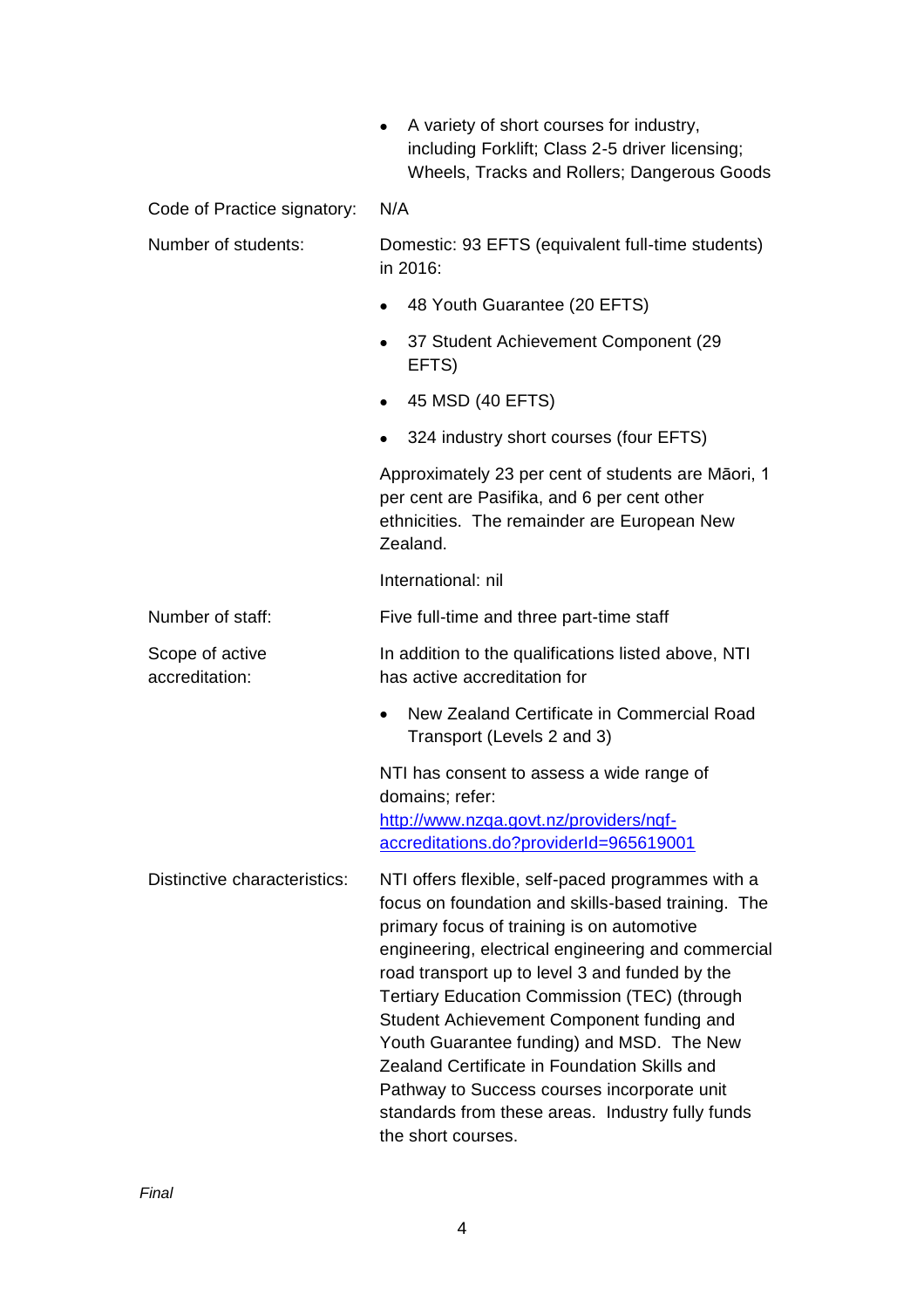- A variety of short courses for industry, including Forklift; Class 2-5 driver licensing; Wheels, Tracks and Rollers; Dangerous Goods

| | |
|---|---|
| Code of Practice signatory: | N/A |
| Number of students: | Domestic: 93 EFTS (equivalent full-time students) in 2016:<br>• 48 Youth Guarantee (20 EFTS)<br>• 37 Student Achievement Component (29 EFTS)<br>• 45 MSD (40 EFTS)<br>• 324 industry short courses (four EFTS)<br>Approximately 23 per cent of students are Māori, 1 per cent are Pasifika, and 6 per cent other ethnicities. The remainder are European New Zealand.<br>International: nil |
| Number of staff: | Five full-time and three part-time staff |
| Scope of active accreditation: | In addition to the qualifications listed above, NTI has active accreditation for<br>• New Zealand Certificate in Commercial Road Transport (Levels 2 and 3)<br>NTI has consent to assess a wide range of domains; refer: [http://www.nzqa.govt.nz/providers/nqf-accreditations.do?providerId=965619001](http://www.nzqa.govt.nz/providers/nqf-accreditations.do?providerId=965619001) |
| Distinctive characteristics: | NTI offers flexible, self-paced programmes with a focus on foundation and skills-based training. The primary focus of training is on automotive engineering, electrical engineering and commercial road transport up to level 3 and funded by the Tertiary Education Commission (TEC) (through Student Achievement Component funding and Youth Guarantee funding) and MSD. The New Zealand Certificate in Foundation Skills and Pathway to Success courses incorporate unit standards from these areas. Industry fully funds the short courses. |

*Final*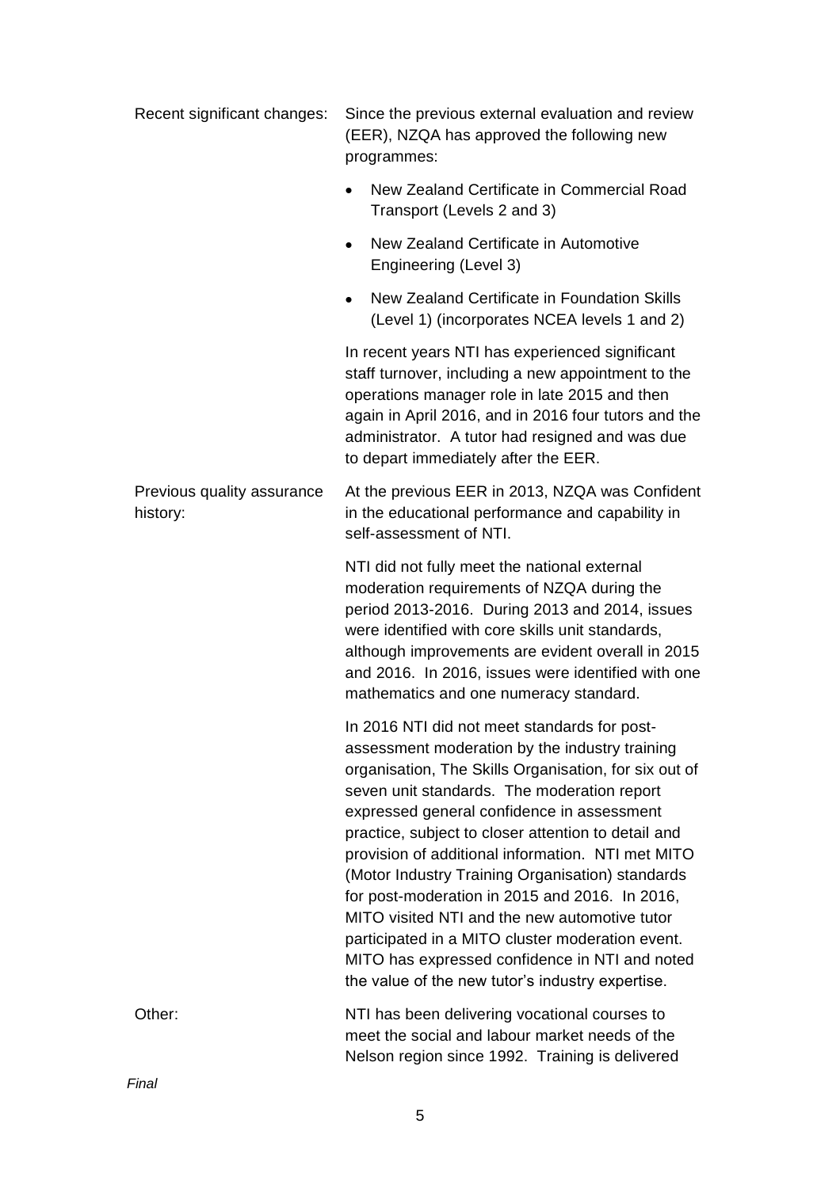| | |
|---|---|
| Recent significant changes: | Since the previous external evaluation and review (EER), NZQA has approved the following new programmes:<br>• New Zealand Certificate in Commercial Road Transport (Levels 2 and 3)<br>• New Zealand Certificate in Automotive Engineering (Level 3)<br>• New Zealand Certificate in Foundation Skills (Level 1) (incorporates NCEA levels 1 and 2)<br><br>In recent years NTI has experienced significant staff turnover, including a new appointment to the operations manager role in late 2015 and then again in April 2016, and in 2016 four tutors and the administrator. A tutor had resigned and was due to depart immediately after the EER. |
| Previous quality assurance history: | At the previous EER in 2013, NZQA was Confident in the educational performance and capability in self-assessment of NTI.<br><br>NTI did not fully meet the national external moderation requirements of NZQA during the period 2013-2016. During 2013 and 2014, issues were identified with core skills unit standards, although improvements are evident overall in 2015 and 2016. In 2016, issues were identified with one mathematics and one numeracy standard.<br><br>In 2016 NTI did not meet standards for post-assessment moderation by the industry training organisation, The Skills Organisation, for six out of seven unit standards. The moderation report expressed general confidence in assessment practice, subject to closer attention to detail and provision of additional information. NTI met MITO (Motor Industry Training Organisation) standards for post-moderation in 2015 and 2016. In 2016, MITO visited NTI and the new automotive tutor participated in a MITO cluster moderation event. MITO has expressed confidence in NTI and noted the value of the new tutor's industry expertise. |
| Other: | NTI has been delivering vocational courses to meet the social and labour market needs of the Nelson region since 1992. Training is delivered |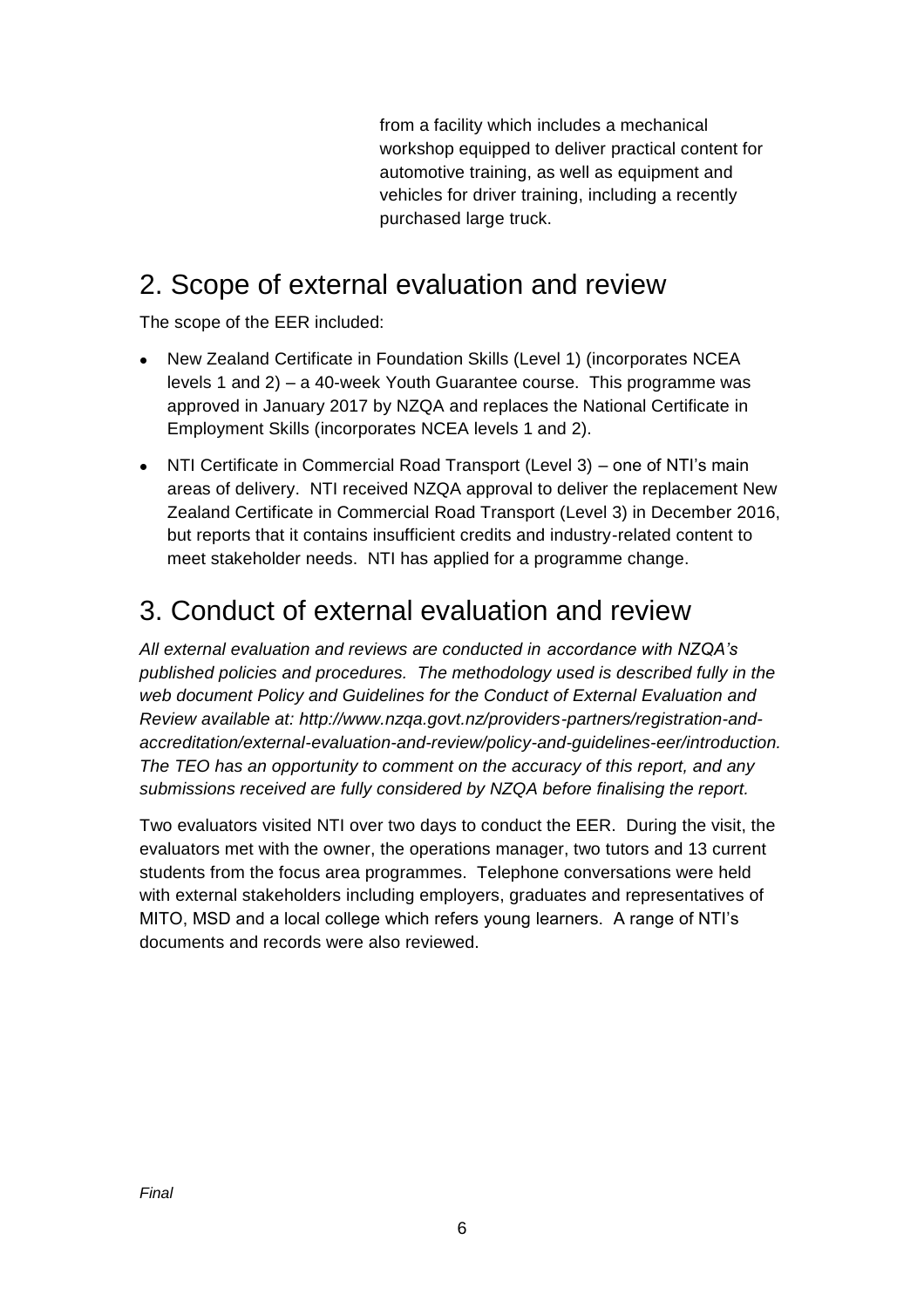from a facility which includes a mechanical workshop equipped to deliver practical content for automotive training, as well as equipment and vehicles for driver training, including a recently purchased large truck.

## 2. Scope of external evaluation and review

The scope of the EER included:

- New Zealand Certificate in Foundation Skills (Level 1) (incorporates NCEA levels 1 and 2) – a 40-week Youth Guarantee course. This programme was approved in January 2017 by NZQA and replaces the National Certificate in Employment Skills (incorporates NCEA levels 1 and 2).
- NTI Certificate in Commercial Road Transport (Level 3) – one of NTI's main areas of delivery. NTI received NZQA approval to deliver the replacement New Zealand Certificate in Commercial Road Transport (Level 3) in December 2016, but reports that it contains insufficient credits and industry-related content to meet stakeholder needs. NTI has applied for a programme change.

## 3. Conduct of external evaluation and review

*All external evaluation and reviews are conducted in accordance with NZQA's published policies and procedures. The methodology used is described fully in the web document Policy and Guidelines for the Conduct of External Evaluation and Review available at: http://www.nzqa.govt.nz/providers-partners/registration-and-accreditation/external-evaluation-and-review/policy-and-guidelines-eer/introduction. The TEO has an opportunity to comment on the accuracy of this report, and any submissions received are fully considered by NZQA before finalising the report.*

Two evaluators visited NTI over two days to conduct the EER. During the visit, the evaluators met with the owner, the operations manager, two tutors and 13 current students from the focus area programmes. Telephone conversations were held with external stakeholders including employers, graduates and representatives of MITO, MSD and a local college which refers young learners. A range of NTI's documents and records were also reviewed.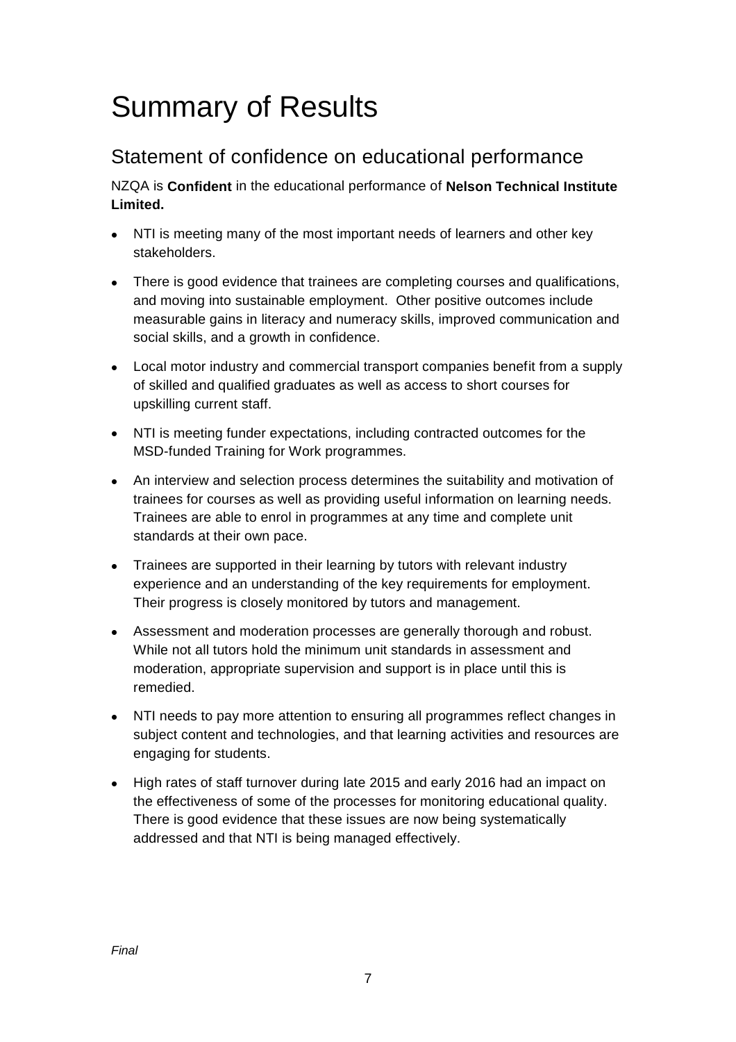# Summary of Results

## Statement of confidence on educational performance

NZQA is **Confident** in the educational performance of **Nelson Technical Institute Limited.**

- NTI is meeting many of the most important needs of learners and other key stakeholders.
- There is good evidence that trainees are completing courses and qualifications, and moving into sustainable employment. Other positive outcomes include measurable gains in literacy and numeracy skills, improved communication and social skills, and a growth in confidence.
- Local motor industry and commercial transport companies benefit from a supply of skilled and qualified graduates as well as access to short courses for upskilling current staff.
- NTI is meeting funder expectations, including contracted outcomes for the MSD-funded Training for Work programmes.
- An interview and selection process determines the suitability and motivation of trainees for courses as well as providing useful information on learning needs. Trainees are able to enrol in programmes at any time and complete unit standards at their own pace.
- Trainees are supported in their learning by tutors with relevant industry experience and an understanding of the key requirements for employment. Their progress is closely monitored by tutors and management.
- Assessment and moderation processes are generally thorough and robust. While not all tutors hold the minimum unit standards in assessment and moderation, appropriate supervision and support is in place until this is remedied.
- NTI needs to pay more attention to ensuring all programmes reflect changes in subject content and technologies, and that learning activities and resources are engaging for students.
- High rates of staff turnover during late 2015 and early 2016 had an impact on the effectiveness of some of the processes for monitoring educational quality. There is good evidence that these issues are now being systematically addressed and that NTI is being managed effectively.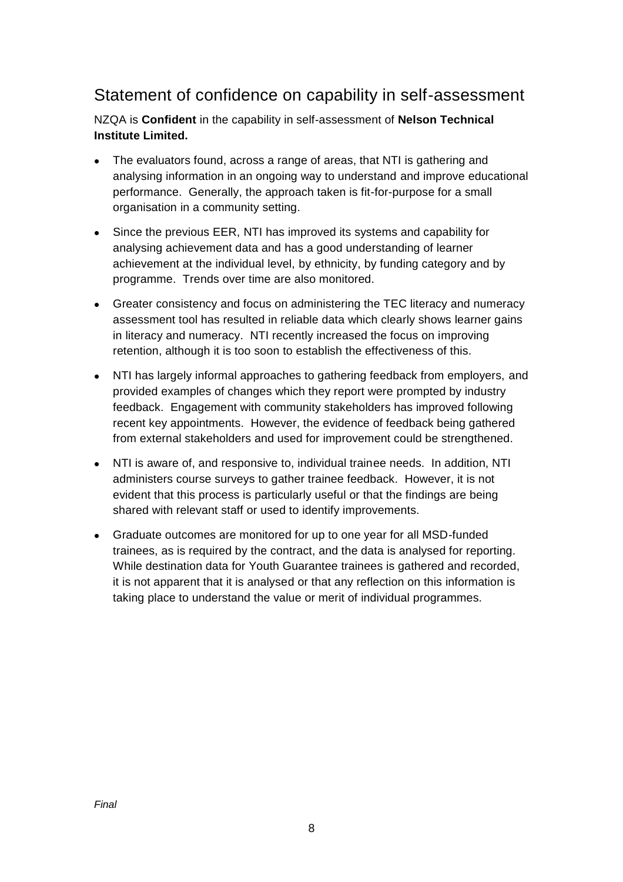## Statement of confidence on capability in self-assessment

NZQA is **Confident** in the capability in self-assessment of **Nelson Technical Institute Limited.**

- The evaluators found, across a range of areas, that NTI is gathering and analysing information in an ongoing way to understand and improve educational performance. Generally, the approach taken is fit-for-purpose for a small organisation in a community setting.
- Since the previous EER, NTI has improved its systems and capability for analysing achievement data and has a good understanding of learner achievement at the individual level, by ethnicity, by funding category and by programme. Trends over time are also monitored.
- Greater consistency and focus on administering the TEC literacy and numeracy assessment tool has resulted in reliable data which clearly shows learner gains in literacy and numeracy. NTI recently increased the focus on improving retention, although it is too soon to establish the effectiveness of this.
- NTI has largely informal approaches to gathering feedback from employers, and provided examples of changes which they report were prompted by industry feedback. Engagement with community stakeholders has improved following recent key appointments. However, the evidence of feedback being gathered from external stakeholders and used for improvement could be strengthened.
- NTI is aware of, and responsive to, individual trainee needs. In addition, NTI administers course surveys to gather trainee feedback. However, it is not evident that this process is particularly useful or that the findings are being shared with relevant staff or used to identify improvements.
- Graduate outcomes are monitored for up to one year for all MSD-funded trainees, as is required by the contract, and the data is analysed for reporting. While destination data for Youth Guarantee trainees is gathered and recorded, it is not apparent that it is analysed or that any reflection on this information is taking place to understand the value or merit of individual programmes.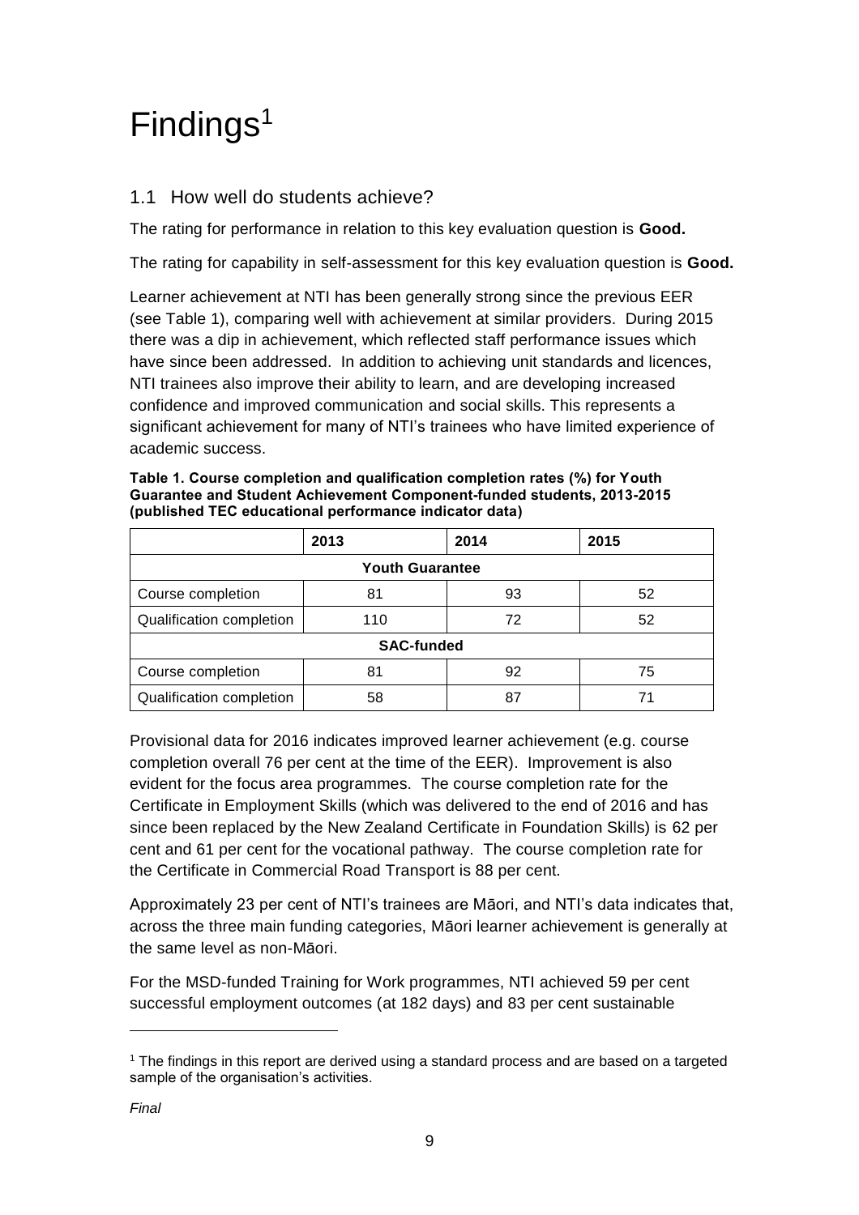# Findings[1]

## 1.1 How well do students achieve?

The rating for performance in relation to this key evaluation question is **Good.**

The rating for capability in self-assessment for this key evaluation question is **Good.**

Learner achievement at NTI has been generally strong since the previous EER (see Table 1), comparing well with achievement at similar providers. During 2015 there was a dip in achievement, which reflected staff performance issues which have since been addressed. In addition to achieving unit standards and licences, NTI trainees also improve their ability to learn, and are developing increased confidence and improved communication and social skills. This represents a significant achievement for many of NTI's trainees who have limited experience of academic success.

**Table 1. Course completion and qualification completion rates (%) for Youth Guarantee and Student Achievement Component-funded students, 2013-2015 (published TEC educational performance indicator data)**

| | 2013 | 2014 | 2015 |
|---|---|---|---|
| **Youth Guarantee** | | | |
| Course completion | 81 | 93 | 52 |
| Qualification completion | 110 | 72 | 52 |
| **SAC-funded** | | | |
| Course completion | 81 | 92 | 75 |
| Qualification completion | 58 | 87 | 71 |

Provisional data for 2016 indicates improved learner achievement (e.g. course completion overall 76 per cent at the time of the EER). Improvement is also evident for the focus area programmes. The course completion rate for the Certificate in Employment Skills (which was delivered to the end of 2016 and has since been replaced by the New Zealand Certificate in Foundation Skills) is 62 per cent and 61 per cent for the vocational pathway. The course completion rate for the Certificate in Commercial Road Transport is 88 per cent.

Approximately 23 per cent of NTI's trainees are Māori, and NTI's data indicates that, across the three main funding categories, Māori learner achievement is generally at the same level as non-Māori.

For the MSD-funded Training for Work programmes, NTI achieved 59 per cent successful employment outcomes (at 182 days) and 83 per cent sustainable

[1] The findings in this report are derived using a standard process and are based on a targeted sample of the organisation's activities.

*Final*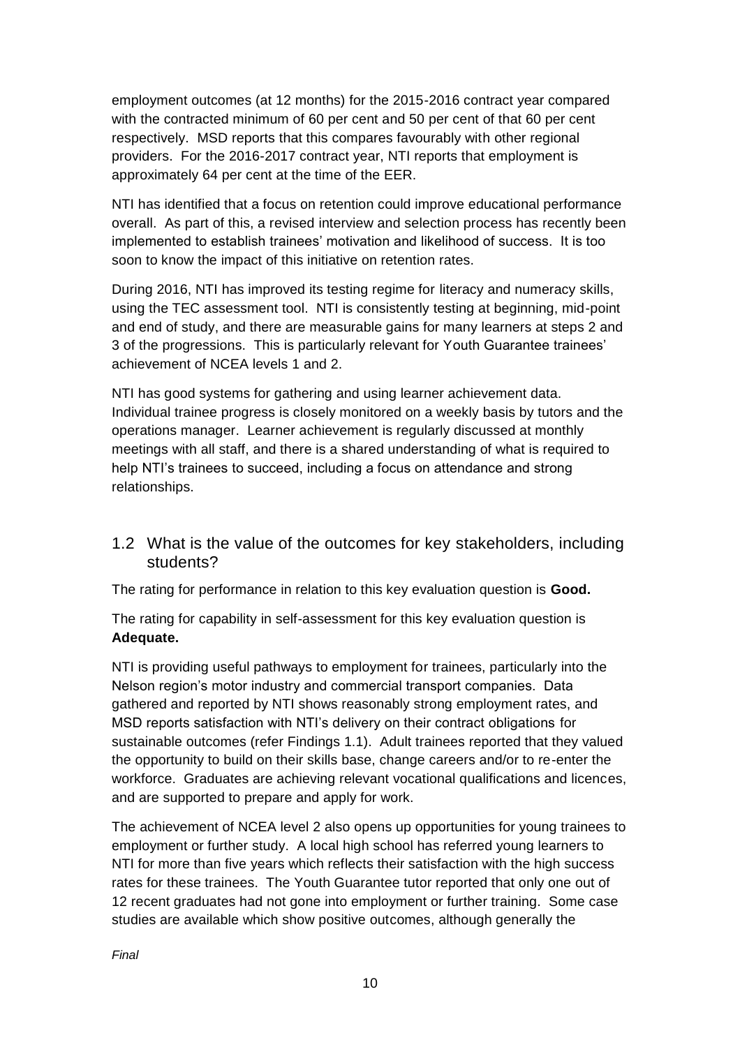employment outcomes (at 12 months) for the 2015-2016 contract year compared with the contracted minimum of 60 per cent and 50 per cent of that 60 per cent respectively. MSD reports that this compares favourably with other regional providers. For the 2016-2017 contract year, NTI reports that employment is approximately 64 per cent at the time of the EER.

NTI has identified that a focus on retention could improve educational performance overall. As part of this, a revised interview and selection process has recently been implemented to establish trainees' motivation and likelihood of success. It is too soon to know the impact of this initiative on retention rates.

During 2016, NTI has improved its testing regime for literacy and numeracy skills, using the TEC assessment tool. NTI is consistently testing at beginning, mid-point and end of study, and there are measurable gains for many learners at steps 2 and 3 of the progressions. This is particularly relevant for Youth Guarantee trainees' achievement of NCEA levels 1 and 2.

NTI has good systems for gathering and using learner achievement data. Individual trainee progress is closely monitored on a weekly basis by tutors and the operations manager. Learner achievement is regularly discussed at monthly meetings with all staff, and there is a shared understanding of what is required to help NTI's trainees to succeed, including a focus on attendance and strong relationships.

## 1.2 What is the value of the outcomes for key stakeholders, including students?

The rating for performance in relation to this key evaluation question is **Good.**

The rating for capability in self-assessment for this key evaluation question is **Adequate.**

NTI is providing useful pathways to employment for trainees, particularly into the Nelson region's motor industry and commercial transport companies. Data gathered and reported by NTI shows reasonably strong employment rates, and MSD reports satisfaction with NTI's delivery on their contract obligations for sustainable outcomes (refer Findings 1.1). Adult trainees reported that they valued the opportunity to build on their skills base, change careers and/or to re-enter the workforce. Graduates are achieving relevant vocational qualifications and licences, and are supported to prepare and apply for work.

The achievement of NCEA level 2 also opens up opportunities for young trainees to employment or further study. A local high school has referred young learners to NTI for more than five years which reflects their satisfaction with the high success rates for these trainees. The Youth Guarantee tutor reported that only one out of 12 recent graduates had not gone into employment or further training. Some case studies are available which show positive outcomes, although generally the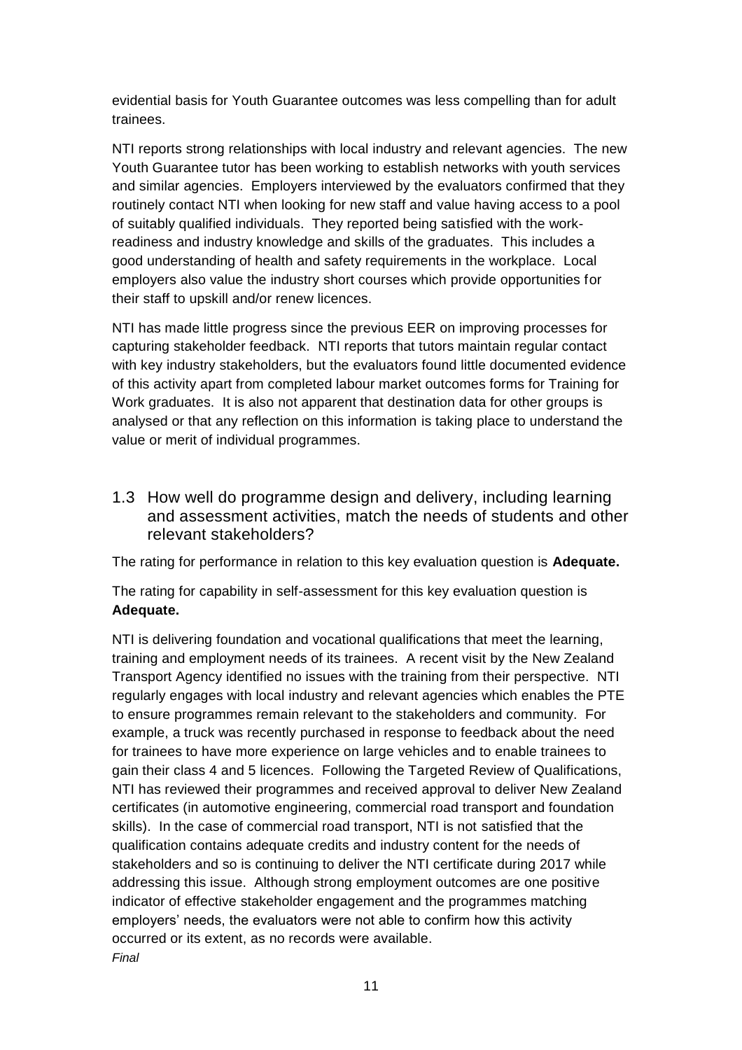evidential basis for Youth Guarantee outcomes was less compelling than for adult trainees.

NTI reports strong relationships with local industry and relevant agencies. The new Youth Guarantee tutor has been working to establish networks with youth services and similar agencies. Employers interviewed by the evaluators confirmed that they routinely contact NTI when looking for new staff and value having access to a pool of suitably qualified individuals. They reported being satisfied with the work-readiness and industry knowledge and skills of the graduates. This includes a good understanding of health and safety requirements in the workplace. Local employers also value the industry short courses which provide opportunities for their staff to upskill and/or renew licences.

NTI has made little progress since the previous EER on improving processes for capturing stakeholder feedback. NTI reports that tutors maintain regular contact with key industry stakeholders, but the evaluators found little documented evidence of this activity apart from completed labour market outcomes forms for Training for Work graduates. It is also not apparent that destination data for other groups is analysed or that any reflection on this information is taking place to understand the value or merit of individual programmes.

## 1.3 How well do programme design and delivery, including learning and assessment activities, match the needs of students and other relevant stakeholders?

The rating for performance in relation to this key evaluation question is **Adequate.**

The rating for capability in self-assessment for this key evaluation question is **Adequate.**

NTI is delivering foundation and vocational qualifications that meet the learning, training and employment needs of its trainees. A recent visit by the New Zealand Transport Agency identified no issues with the training from their perspective. NTI regularly engages with local industry and relevant agencies which enables the PTE to ensure programmes remain relevant to the stakeholders and community. For example, a truck was recently purchased in response to feedback about the need for trainees to have more experience on large vehicles and to enable trainees to gain their class 4 and 5 licences. Following the Targeted Review of Qualifications, NTI has reviewed their programmes and received approval to deliver New Zealand certificates (in automotive engineering, commercial road transport and foundation skills). In the case of commercial road transport, NTI is not satisfied that the qualification contains adequate credits and industry content for the needs of stakeholders and so is continuing to deliver the NTI certificate during 2017 while addressing this issue. Although strong employment outcomes are one positive indicator of effective stakeholder engagement and the programmes matching employers' needs, the evaluators were not able to confirm how this activity occurred or its extent, as no records were available.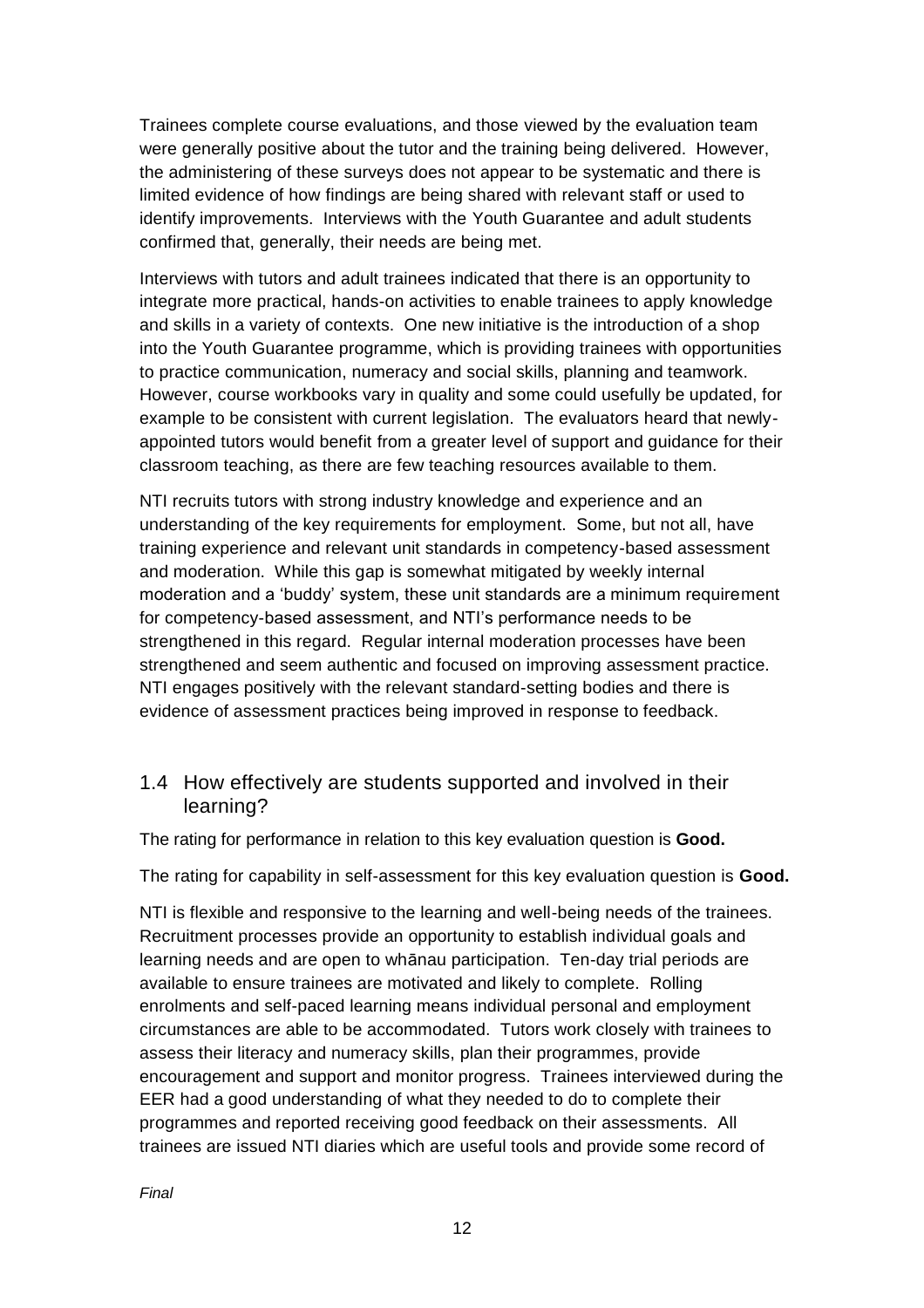Trainees complete course evaluations, and those viewed by the evaluation team were generally positive about the tutor and the training being delivered. However, the administering of these surveys does not appear to be systematic and there is limited evidence of how findings are being shared with relevant staff or used to identify improvements. Interviews with the Youth Guarantee and adult students confirmed that, generally, their needs are being met.

Interviews with tutors and adult trainees indicated that there is an opportunity to integrate more practical, hands-on activities to enable trainees to apply knowledge and skills in a variety of contexts. One new initiative is the introduction of a shop into the Youth Guarantee programme, which is providing trainees with opportunities to practice communication, numeracy and social skills, planning and teamwork. However, course workbooks vary in quality and some could usefully be updated, for example to be consistent with current legislation. The evaluators heard that newly-appointed tutors would benefit from a greater level of support and guidance for their classroom teaching, as there are few teaching resources available to them.

NTI recruits tutors with strong industry knowledge and experience and an understanding of the key requirements for employment. Some, but not all, have training experience and relevant unit standards in competency-based assessment and moderation. While this gap is somewhat mitigated by weekly internal moderation and a 'buddy' system, these unit standards are a minimum requirement for competency-based assessment, and NTI's performance needs to be strengthened in this regard. Regular internal moderation processes have been strengthened and seem authentic and focused on improving assessment practice. NTI engages positively with the relevant standard-setting bodies and there is evidence of assessment practices being improved in response to feedback.

## 1.4 How effectively are students supported and involved in their learning?

The rating for performance in relation to this key evaluation question is **Good.**

The rating for capability in self-assessment for this key evaluation question is **Good.**

NTI is flexible and responsive to the learning and well-being needs of the trainees. Recruitment processes provide an opportunity to establish individual goals and learning needs and are open to whānau participation. Ten-day trial periods are available to ensure trainees are motivated and likely to complete. Rolling enrolments and self-paced learning means individual personal and employment circumstances are able to be accommodated. Tutors work closely with trainees to assess their literacy and numeracy skills, plan their programmes, provide encouragement and support and monitor progress. Trainees interviewed during the EER had a good understanding of what they needed to do to complete their programmes and reported receiving good feedback on their assessments. All trainees are issued NTI diaries which are useful tools and provide some record of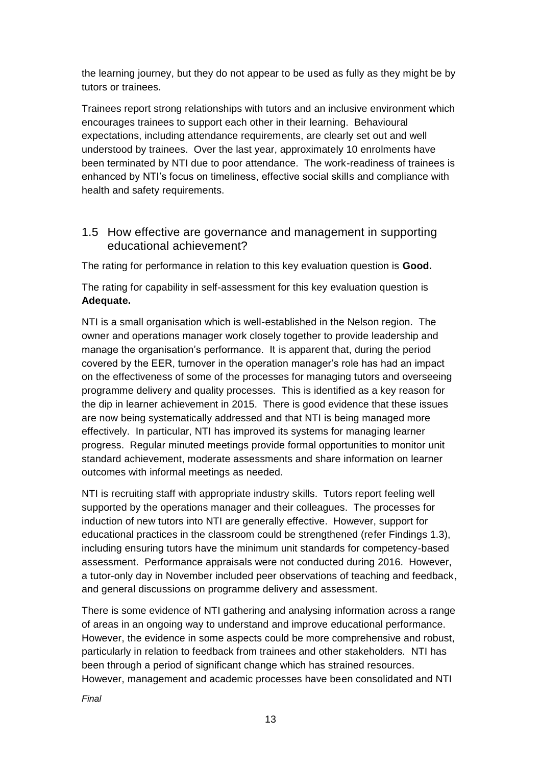the learning journey, but they do not appear to be used as fully as they might be by tutors or trainees.

Trainees report strong relationships with tutors and an inclusive environment which encourages trainees to support each other in their learning. Behavioural expectations, including attendance requirements, are clearly set out and well understood by trainees. Over the last year, approximately 10 enrolments have been terminated by NTI due to poor attendance. The work-readiness of trainees is enhanced by NTI's focus on timeliness, effective social skills and compliance with health and safety requirements.

## 1.5 How effective are governance and management in supporting educational achievement?

The rating for performance in relation to this key evaluation question is **Good.**

The rating for capability in self-assessment for this key evaluation question is **Adequate.**

NTI is a small organisation which is well-established in the Nelson region. The owner and operations manager work closely together to provide leadership and manage the organisation's performance. It is apparent that, during the period covered by the EER, turnover in the operation manager's role has had an impact on the effectiveness of some of the processes for managing tutors and overseeing programme delivery and quality processes. This is identified as a key reason for the dip in learner achievement in 2015. There is good evidence that these issues are now being systematically addressed and that NTI is being managed more effectively. In particular, NTI has improved its systems for managing learner progress. Regular minuted meetings provide formal opportunities to monitor unit standard achievement, moderate assessments and share information on learner outcomes with informal meetings as needed.

NTI is recruiting staff with appropriate industry skills. Tutors report feeling well supported by the operations manager and their colleagues. The processes for induction of new tutors into NTI are generally effective. However, support for educational practices in the classroom could be strengthened (refer Findings 1.3), including ensuring tutors have the minimum unit standards for competency-based assessment. Performance appraisals were not conducted during 2016. However, a tutor-only day in November included peer observations of teaching and feedback, and general discussions on programme delivery and assessment.

There is some evidence of NTI gathering and analysing information across a range of areas in an ongoing way to understand and improve educational performance. However, the evidence in some aspects could be more comprehensive and robust, particularly in relation to feedback from trainees and other stakeholders. NTI has been through a period of significant change which has strained resources. However, management and academic processes have been consolidated and NTI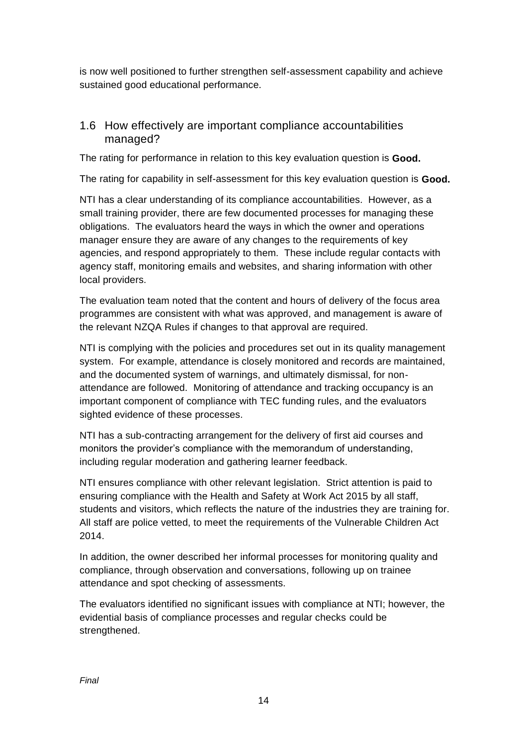is now well positioned to further strengthen self-assessment capability and achieve sustained good educational performance.

## 1.6 How effectively are important compliance accountabilities managed?

The rating for performance in relation to this key evaluation question is **Good.**

The rating for capability in self-assessment for this key evaluation question is **Good.**

NTI has a clear understanding of its compliance accountabilities. However, as a small training provider, there are few documented processes for managing these obligations. The evaluators heard the ways in which the owner and operations manager ensure they are aware of any changes to the requirements of key agencies, and respond appropriately to them. These include regular contacts with agency staff, monitoring emails and websites, and sharing information with other local providers.

The evaluation team noted that the content and hours of delivery of the focus area programmes are consistent with what was approved, and management is aware of the relevant NZQA Rules if changes to that approval are required.

NTI is complying with the policies and procedures set out in its quality management system. For example, attendance is closely monitored and records are maintained, and the documented system of warnings, and ultimately dismissal, for non-attendance are followed. Monitoring of attendance and tracking occupancy is an important component of compliance with TEC funding rules, and the evaluators sighted evidence of these processes.

NTI has a sub-contracting arrangement for the delivery of first aid courses and monitors the provider's compliance with the memorandum of understanding, including regular moderation and gathering learner feedback.

NTI ensures compliance with other relevant legislation. Strict attention is paid to ensuring compliance with the Health and Safety at Work Act 2015 by all staff, students and visitors, which reflects the nature of the industries they are training for. All staff are police vetted, to meet the requirements of the Vulnerable Children Act 2014.

In addition, the owner described her informal processes for monitoring quality and compliance, through observation and conversations, following up on trainee attendance and spot checking of assessments.

The evaluators identified no significant issues with compliance at NTI; however, the evidential basis of compliance processes and regular checks could be strengthened.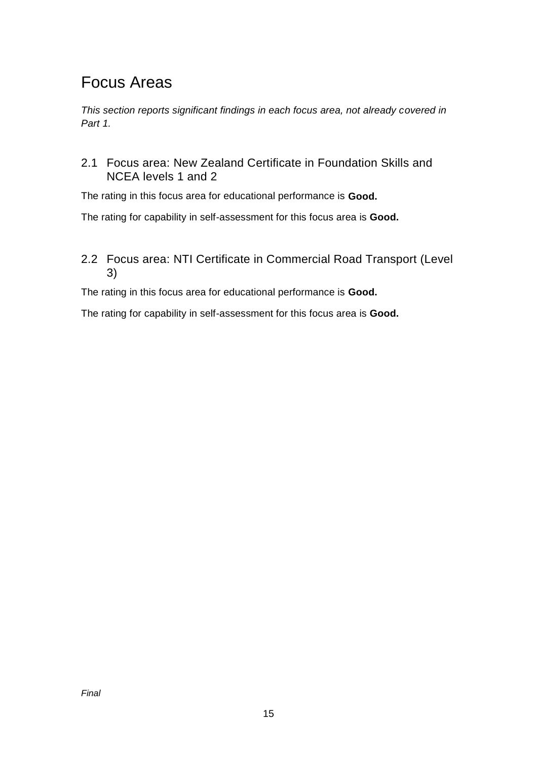# Focus Areas

*This section reports significant findings in each focus area, not already covered in Part 1.*

## 2.1 Focus area: New Zealand Certificate in Foundation Skills and NCEA levels 1 and 2

The rating in this focus area for educational performance is **Good.**

The rating for capability in self-assessment for this focus area is **Good.**

## 2.2 Focus area: NTI Certificate in Commercial Road Transport (Level 3)

The rating in this focus area for educational performance is **Good.**

The rating for capability in self-assessment for this focus area is **Good.**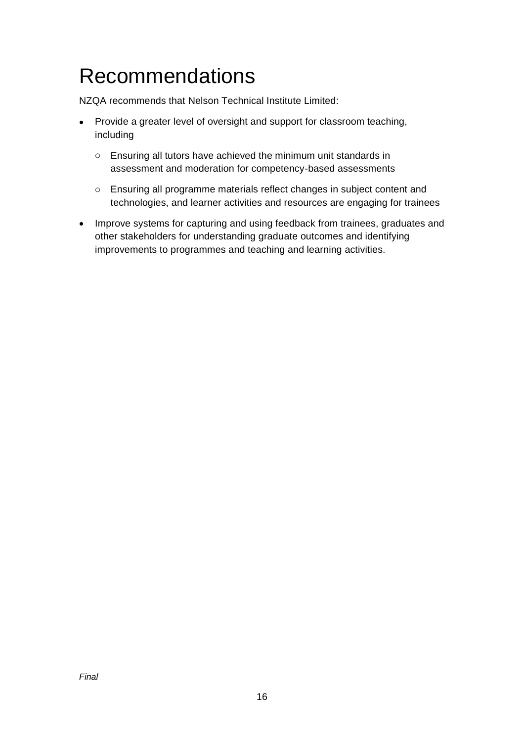# Recommendations

NZQA recommends that Nelson Technical Institute Limited:

- Provide a greater level of oversight and support for classroom teaching, including
  - Ensuring all tutors have achieved the minimum unit standards in assessment and moderation for competency-based assessments
  - Ensuring all programme materials reflect changes in subject content and technologies, and learner activities and resources are engaging for trainees
- Improve systems for capturing and using feedback from trainees, graduates and other stakeholders for understanding graduate outcomes and identifying improvements to programmes and teaching and learning activities.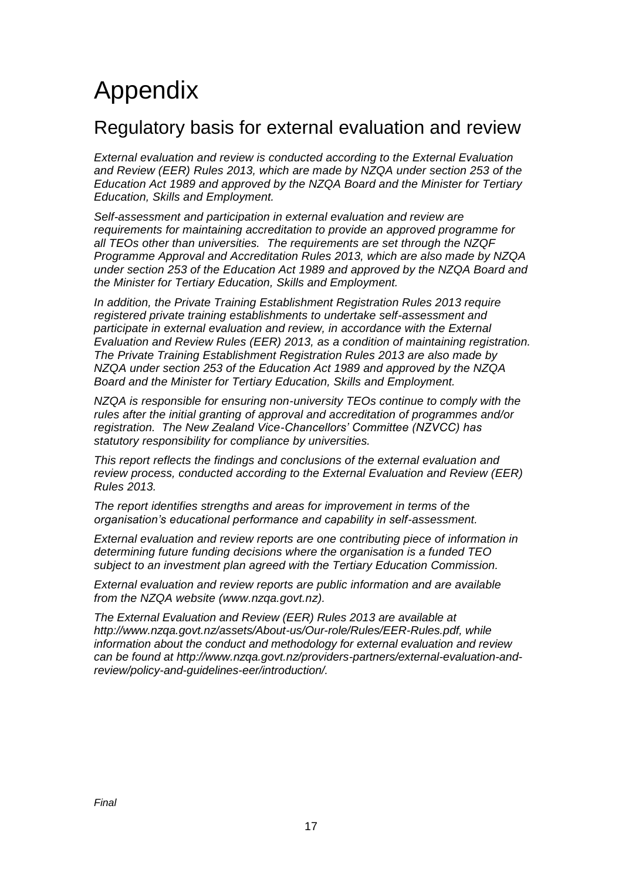# Appendix

## Regulatory basis for external evaluation and review

*External evaluation and review is conducted according to the External Evaluation and Review (EER) Rules 2013, which are made by NZQA under section 253 of the Education Act 1989 and approved by the NZQA Board and the Minister for Tertiary Education, Skills and Employment.*

*Self-assessment and participation in external evaluation and review are requirements for maintaining accreditation to provide an approved programme for all TEOs other than universities. The requirements are set through the NZQF Programme Approval and Accreditation Rules 2013, which are also made by NZQA under section 253 of the Education Act 1989 and approved by the NZQA Board and the Minister for Tertiary Education, Skills and Employment.*

*In addition, the Private Training Establishment Registration Rules 2013 require registered private training establishments to undertake self-assessment and participate in external evaluation and review, in accordance with the External Evaluation and Review Rules (EER) 2013, as a condition of maintaining registration. The Private Training Establishment Registration Rules 2013 are also made by NZQA under section 253 of the Education Act 1989 and approved by the NZQA Board and the Minister for Tertiary Education, Skills and Employment.*

*NZQA is responsible for ensuring non-university TEOs continue to comply with the rules after the initial granting of approval and accreditation of programmes and/or registration. The New Zealand Vice-Chancellors' Committee (NZVCC) has statutory responsibility for compliance by universities.*

*This report reflects the findings and conclusions of the external evaluation and review process, conducted according to the External Evaluation and Review (EER) Rules 2013.*

*The report identifies strengths and areas for improvement in terms of the organisation's educational performance and capability in self-assessment.*

*External evaluation and review reports are one contributing piece of information in determining future funding decisions where the organisation is a funded TEO subject to an investment plan agreed with the Tertiary Education Commission.*

*External evaluation and review reports are public information and are available from the NZQA website (www.nzqa.govt.nz).*

*The External Evaluation and Review (EER) Rules 2013 are available at http://www.nzqa.govt.nz/assets/About-us/Our-role/Rules/EER-Rules.pdf, while information about the conduct and methodology for external evaluation and review can be found at http://www.nzqa.govt.nz/providers-partners/external-evaluation-and-review/policy-and-guidelines-eer/introduction/.*

*Final*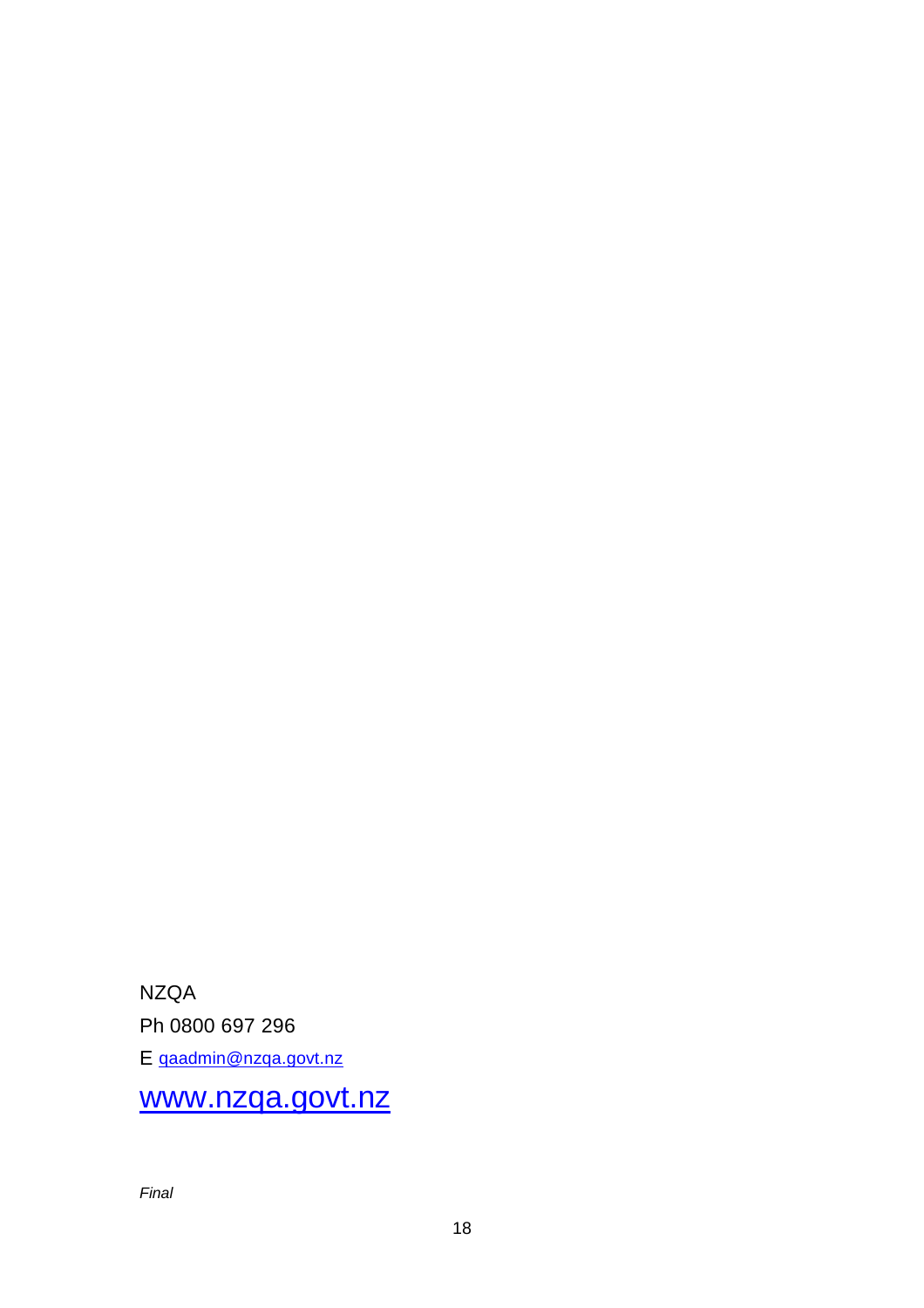NZQA

Ph 0800 697 296

E qaadmin@nzqa.govt.nz

www.nzqa.govt.nz

*Final*